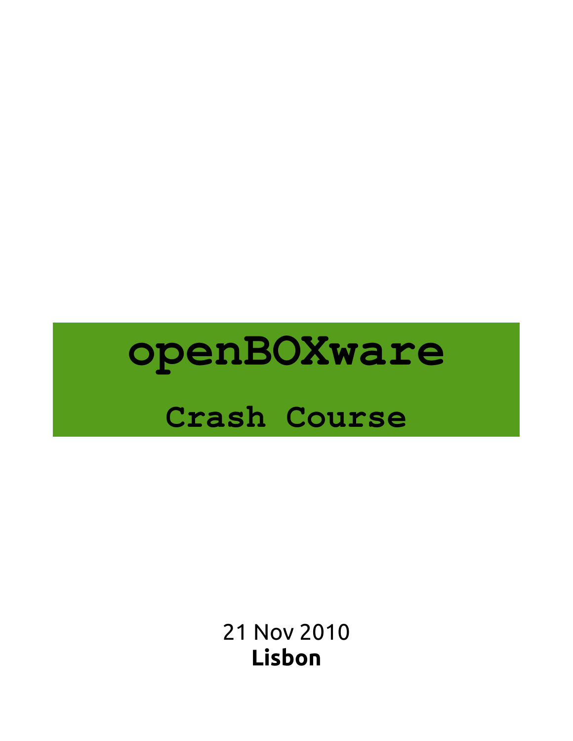# openBOXware

## Crash Course

21 Nov 2010
**Lisbon**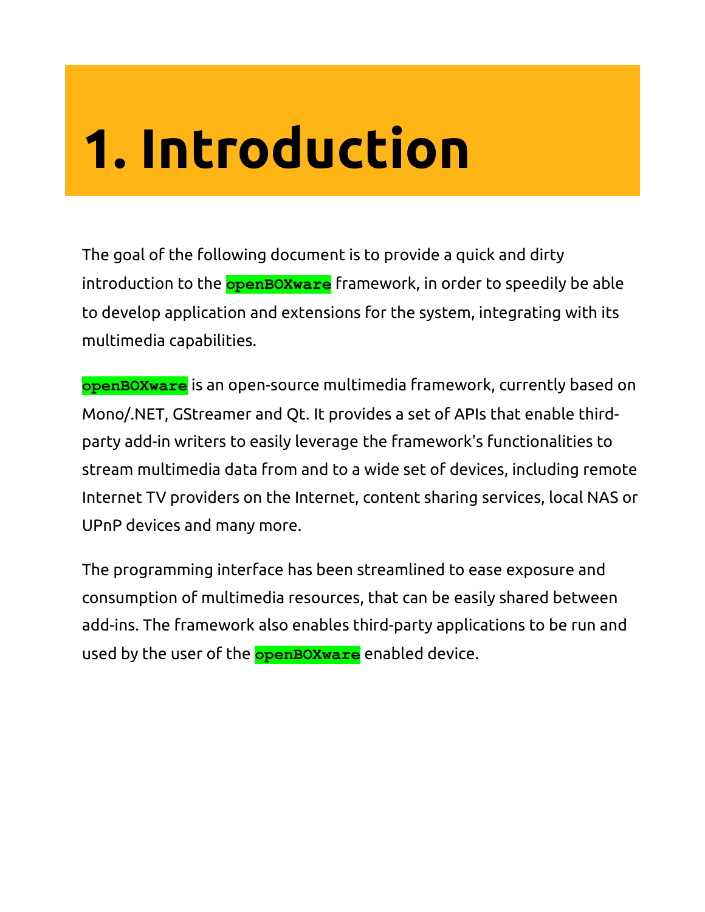# 1. Introduction

The goal of the following document is to provide a quick and dirty introduction to the `openBOXware` framework, in order to speedily be able to develop application and extensions for the system, integrating with its multimedia capabilities.

`openBOXware` is an open-source multimedia framework, currently based on Mono/.NET, GStreamer and Qt. It provides a set of APIs that enable third-party add-in writers to easily leverage the framework's functionalities to stream multimedia data from and to a wide set of devices, including remote Internet TV providers on the Internet, content sharing services, local NAS or UPnP devices and many more.

The programming interface has been streamlined to ease exposure and consumption of multimedia resources, that can be easily shared between add-ins. The framework also enables third-party applications to be run and used by the user of the `openBOXware` enabled device.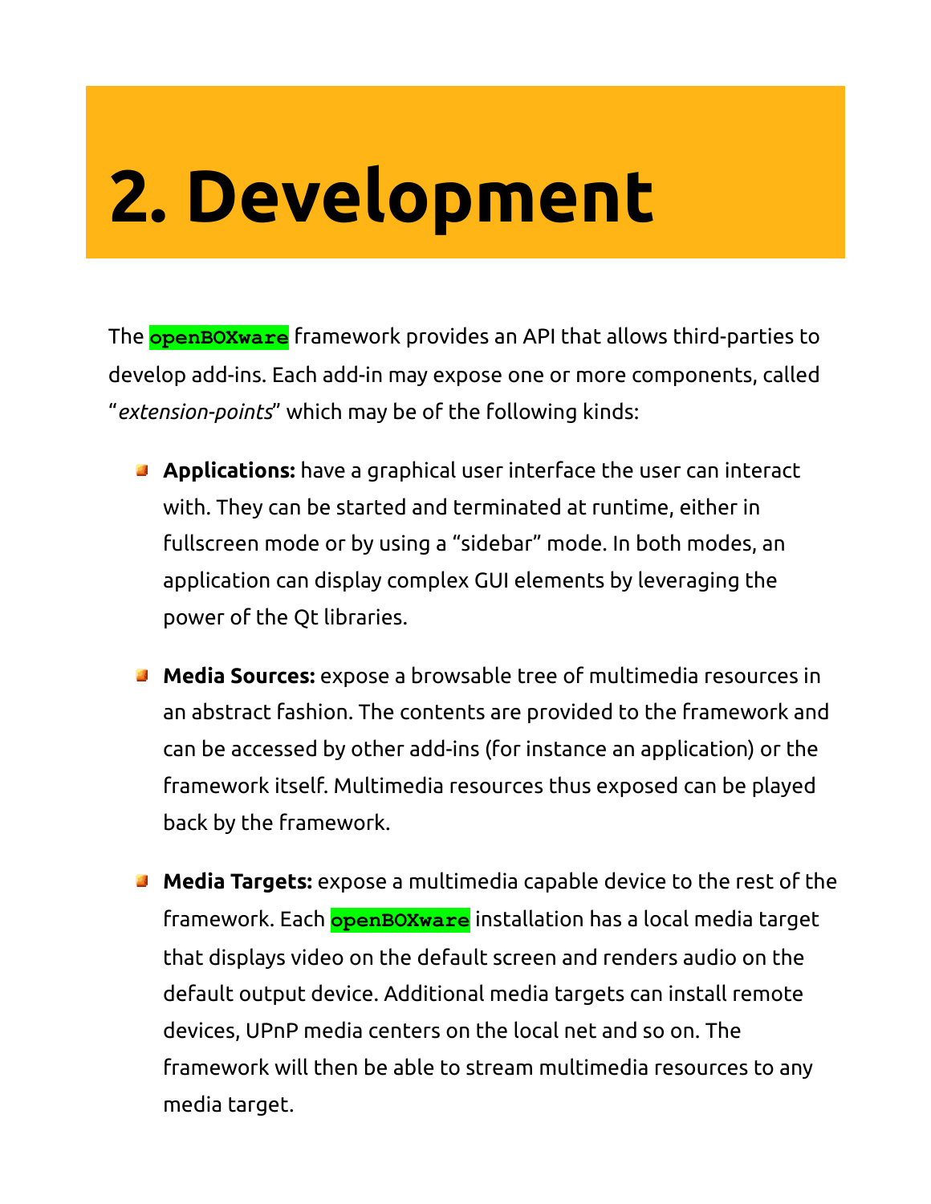# 2. Development

The `openBOXware` framework provides an API that allows third-parties to develop add-ins. Each add-in may expose one or more components, called "*extension-points*" which may be of the following kinds:

- **Applications:** have a graphical user interface the user can interact with. They can be started and terminated at runtime, either in fullscreen mode or by using a "sidebar" mode. In both modes, an application can display complex GUI elements by leveraging the power of the Qt libraries.

- **Media Sources:** expose a browsable tree of multimedia resources in an abstract fashion. The contents are provided to the framework and can be accessed by other add-ins (for instance an application) or the framework itself. Multimedia resources thus exposed can be played back by the framework.

- **Media Targets:** expose a multimedia capable device to the rest of the framework. Each `openBOXware` installation has a local media target that displays video on the default screen and renders audio on the default output device. Additional media targets can install remote devices, UPnP media centers on the local net and so on. The framework will then be able to stream multimedia resources to any media target.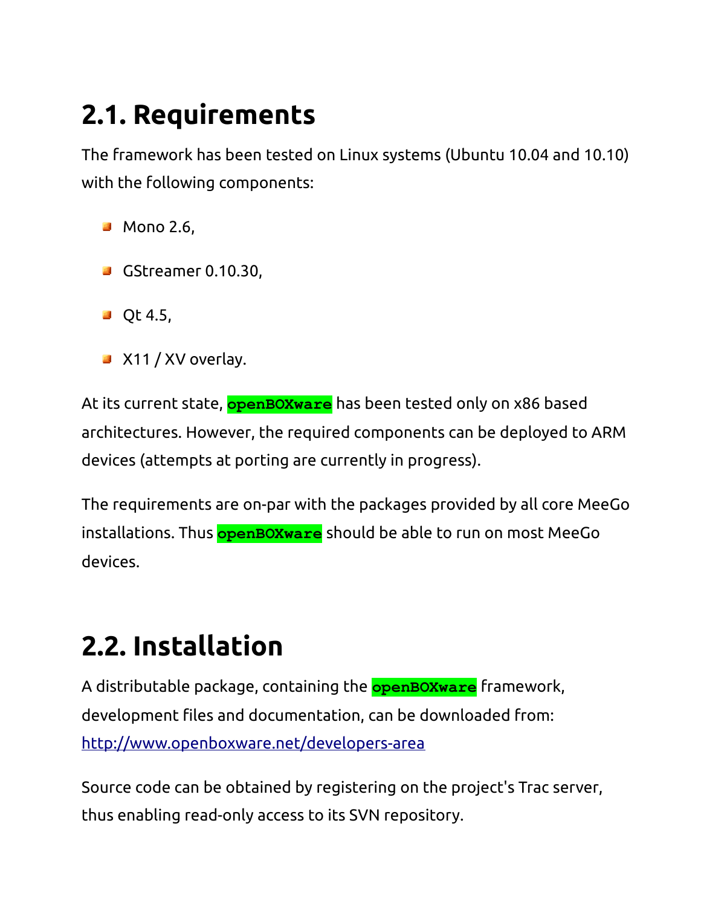## 2.1. Requirements

The framework has been tested on Linux systems (Ubuntu 10.04 and 10.10) with the following components:

- Mono 2.6,
- GStreamer 0.10.30,
- Qt 4.5,
- X11 / XV overlay.

At its current state, `openBOXware` has been tested only on x86 based architectures. However, the required components can be deployed to ARM devices (attempts at porting are currently in progress).

The requirements are on-par with the packages provided by all core MeeGo installations. Thus `openBOXware` should be able to run on most MeeGo devices.

## 2.2. Installation

A distributable package, containing the `openBOXware` framework, development files and documentation, can be downloaded from: [http://www.openboxware.net/developers-area](http://www.openboxware.net/developers-area)

Source code can be obtained by registering on the project's Trac server, thus enabling read-only access to its SVN repository.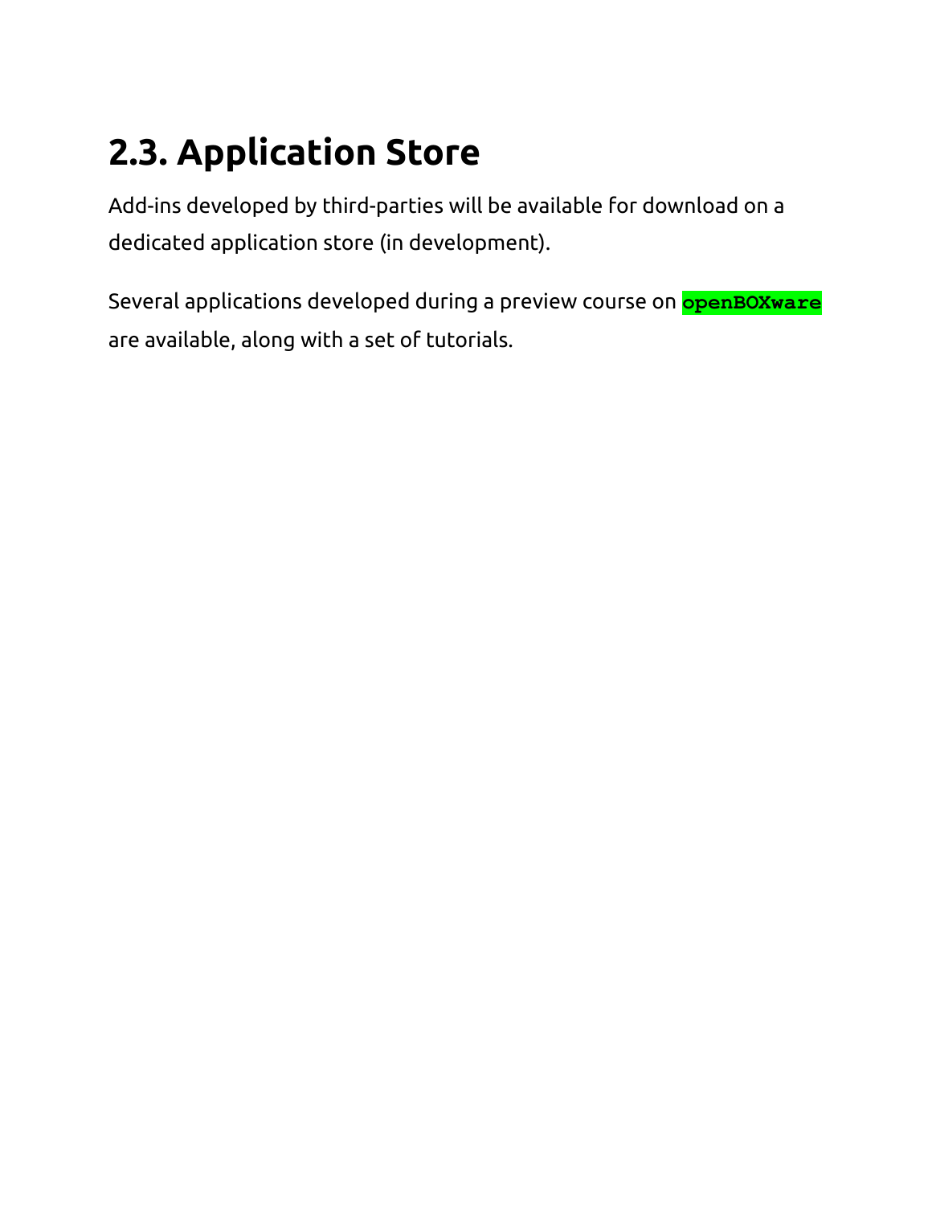## 2.3. Application Store

Add-ins developed by third-parties will be available for download on a dedicated application store (in development).

Several applications developed during a preview course on `openBOXware` are available, along with a set of tutorials.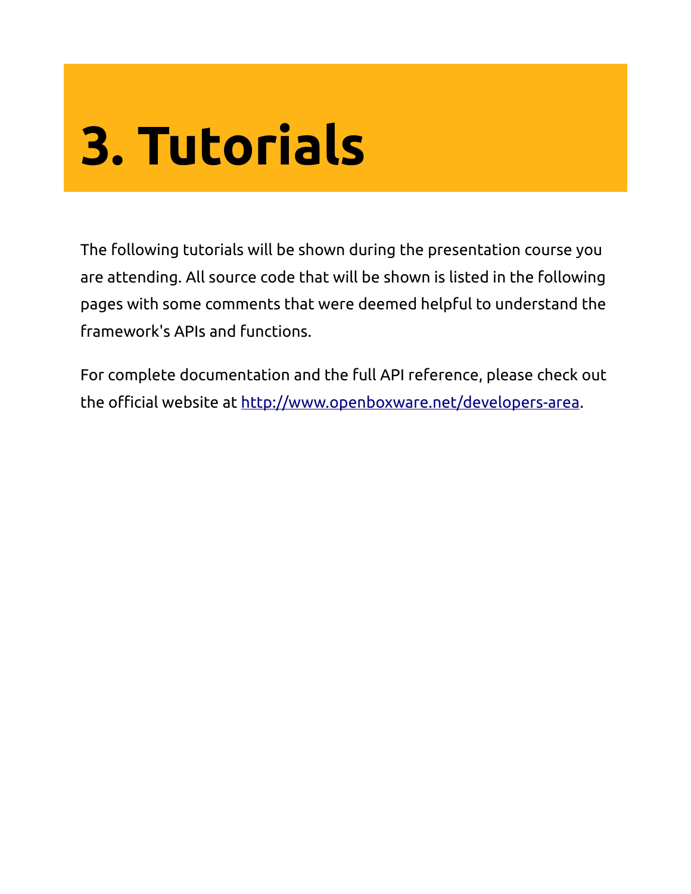# 3. Tutorials

The following tutorials will be shown during the presentation course you are attending. All source code that will be shown is listed in the following pages with some comments that were deemed helpful to understand the framework's APIs and functions.

For complete documentation and the full API reference, please check out the official website at [http://www.openboxware.net/developers-area](http://www.openboxware.net/developers-area).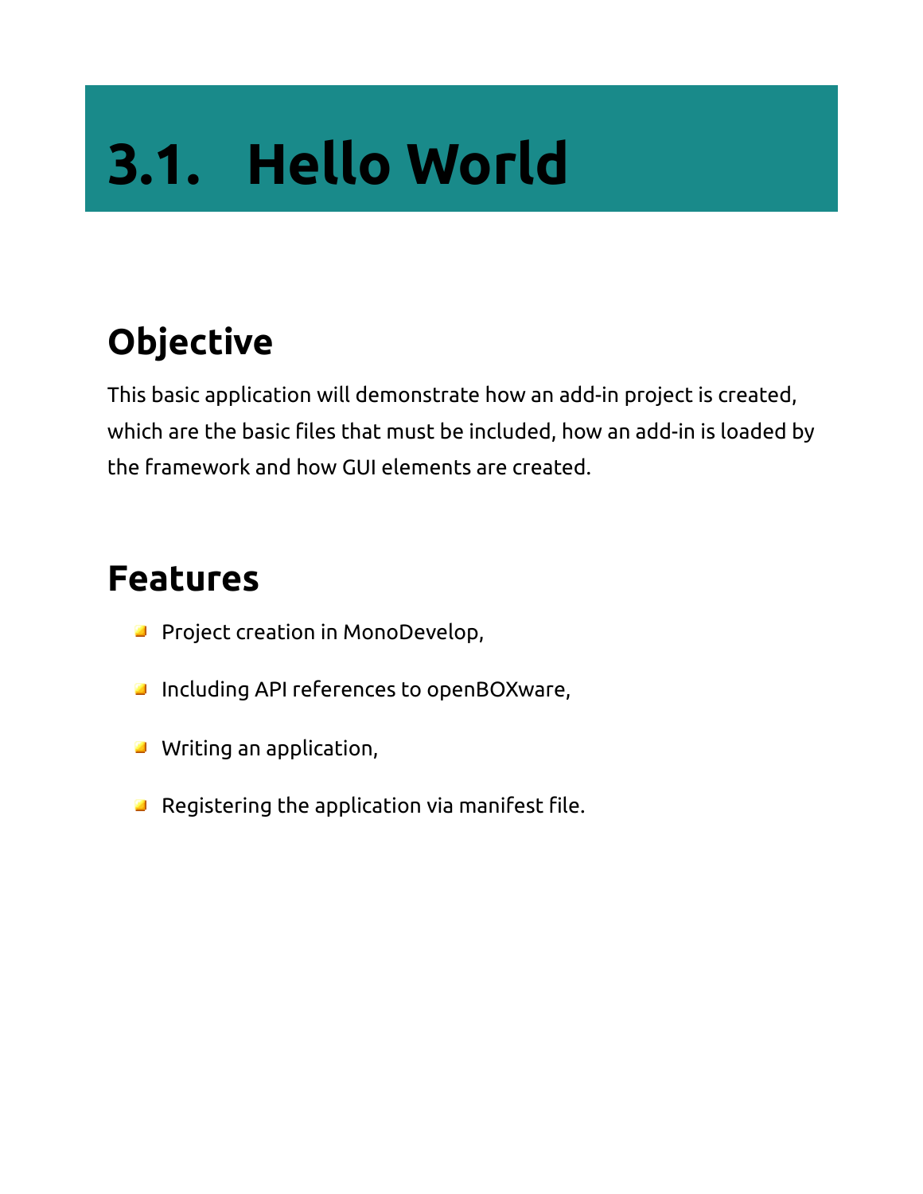# 3.1. Hello World

## Objective

This basic application will demonstrate how an add-in project is created, which are the basic files that must be included, how an add-in is loaded by the framework and how GUI elements are created.

## Features

- Project creation in MonoDevelop,
- Including API references to openBOXware,
- Writing an application,
- Registering the application via manifest file.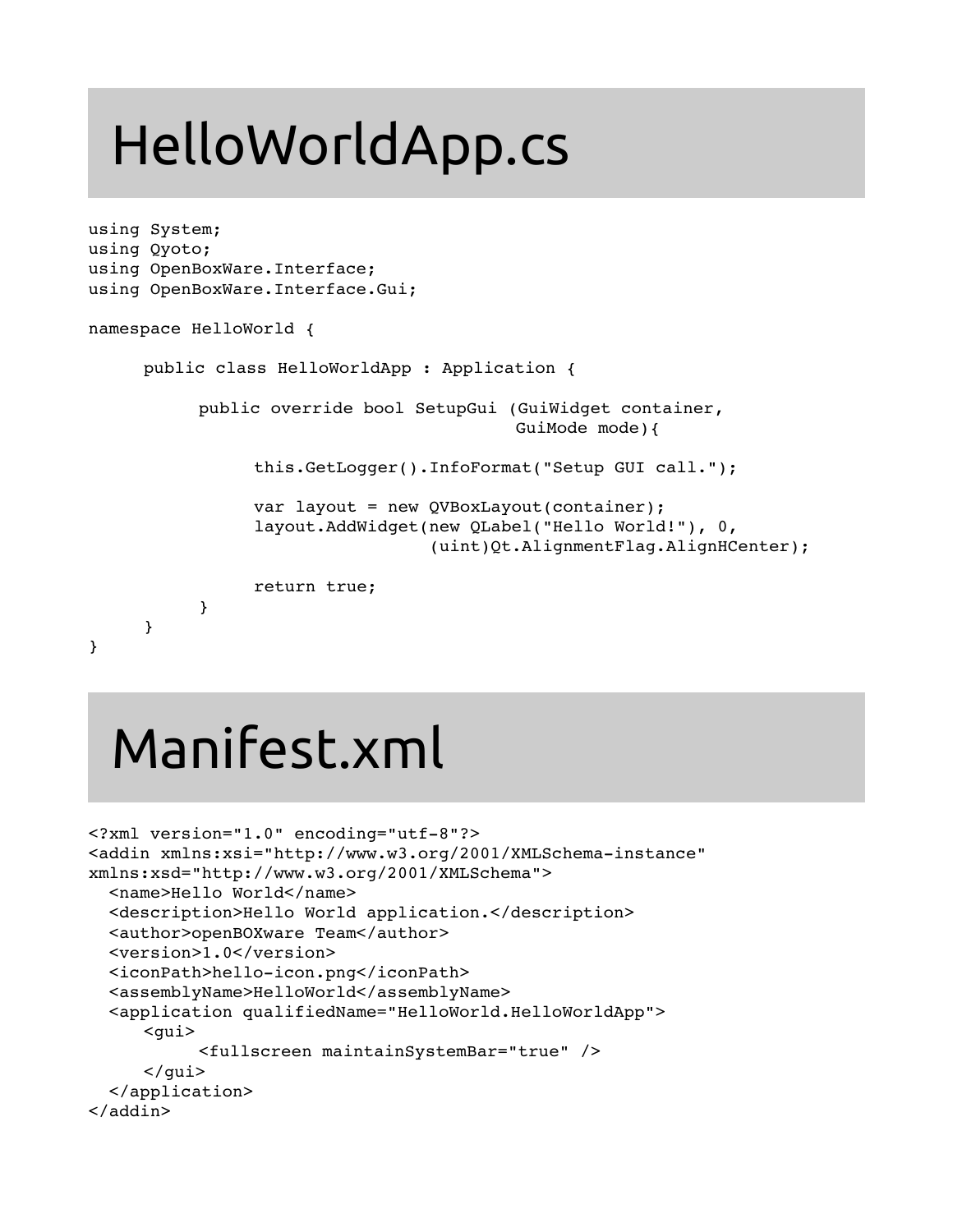# HelloWorldApp.cs

```
using System;
using Qyoto;
using OpenBoxWare.Interface;
using OpenBoxWare.Interface.Gui;

namespace HelloWorld {

      public class HelloWorldApp : Application {

            public override bool SetupGui (GuiWidget container,
                                           GuiMode mode){

                  this.GetLogger().InfoFormat("Setup GUI call.");

                  var layout = new QVBoxLayout(container);
                  layout.AddWidget(new QLabel("Hello World!"), 0,
                               (uint)Qt.AlignmentFlag.AlignHCenter);

                  return true;
            }
      }
}
```

# Manifest.xml

```
<?xml version="1.0" encoding="utf-8"?>
<addin xmlns:xsi="http://www.w3.org/2001/XMLSchema-instance"
xmlns:xsd="http://www.w3.org/2001/XMLSchema">
  <name>Hello World</name>
  <description>Hello World application.</description>
  <author>openBOXware Team</author>
  <version>1.0</version>
  <iconPath>hello-icon.png</iconPath>
  <assemblyName>HelloWorld</assemblyName>
  <application qualifiedName="HelloWorld.HelloWorldApp">
     <gui>
          <fullscreen maintainSystemBar="true" />
     </gui>
  </application>
</addin>
```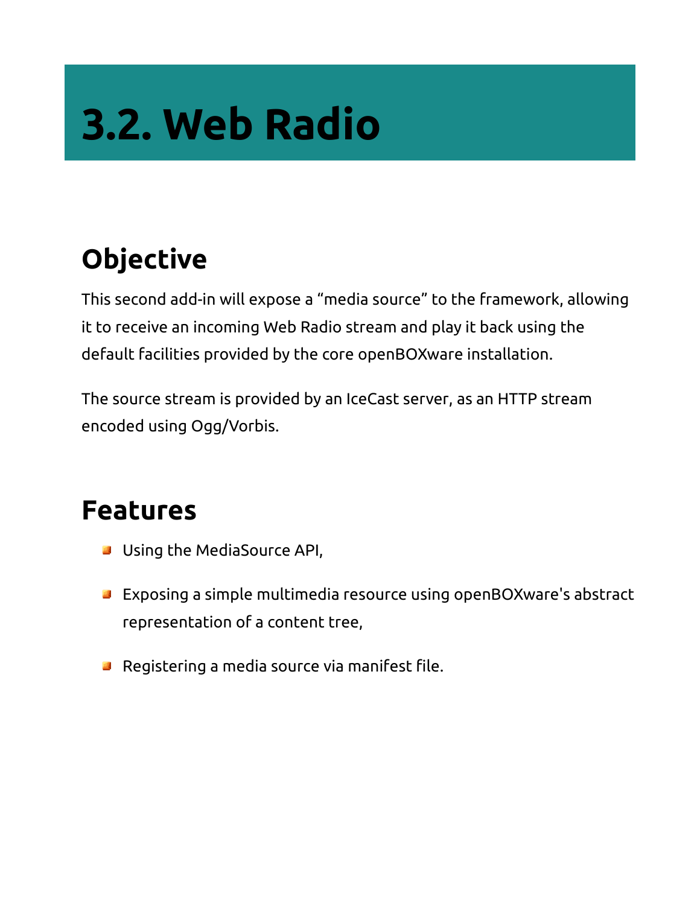# 3.2. Web Radio

## Objective

This second add-in will expose a “media source” to the framework, allowing it to receive an incoming Web Radio stream and play it back using the default facilities provided by the core openBOXware installation.

The source stream is provided by an IceCast server, as an HTTP stream encoded using Ogg/Vorbis.

## Features

- Using the MediaSource API,
- Exposing a simple multimedia resource using openBOXware's abstract representation of a content tree,
- Registering a media source via manifest file.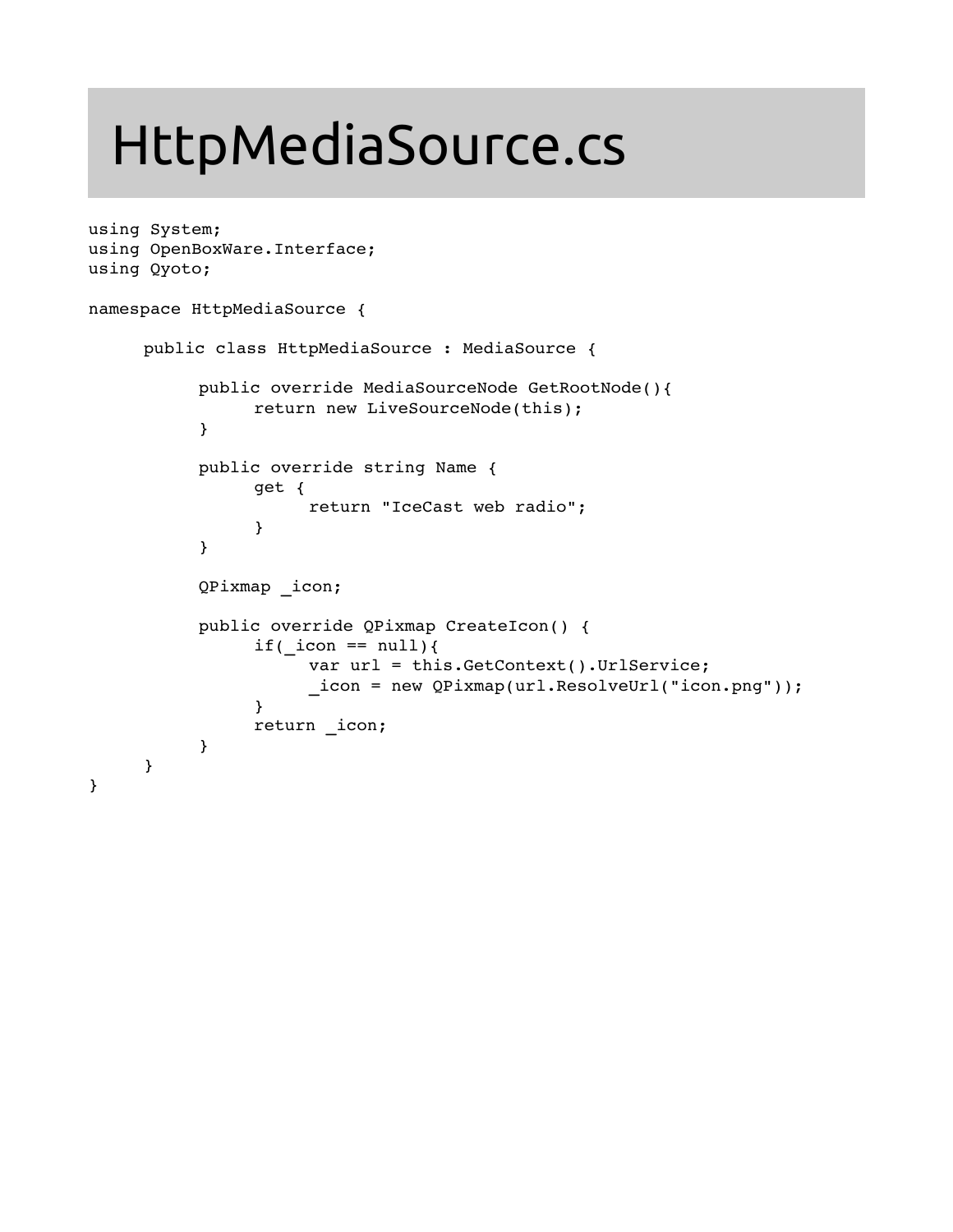# HttpMediaSource.cs

```
using System;
using OpenBoxWare.Interface;
using Qyoto;

namespace HttpMediaSource {

     public class HttpMediaSource : MediaSource {

          public override MediaSourceNode GetRootNode(){
               return new LiveSourceNode(this);
          }

          public override string Name {
               get {
                    return "IceCast web radio";
               }
          }

          QPixmap _icon;

          public override QPixmap CreateIcon() {
               if(_icon == null){
                    var url = this.GetContext().UrlService;
                    _icon = new QPixmap(url.ResolveUrl("icon.png"));
               }
               return _icon;
          }
     }
}
```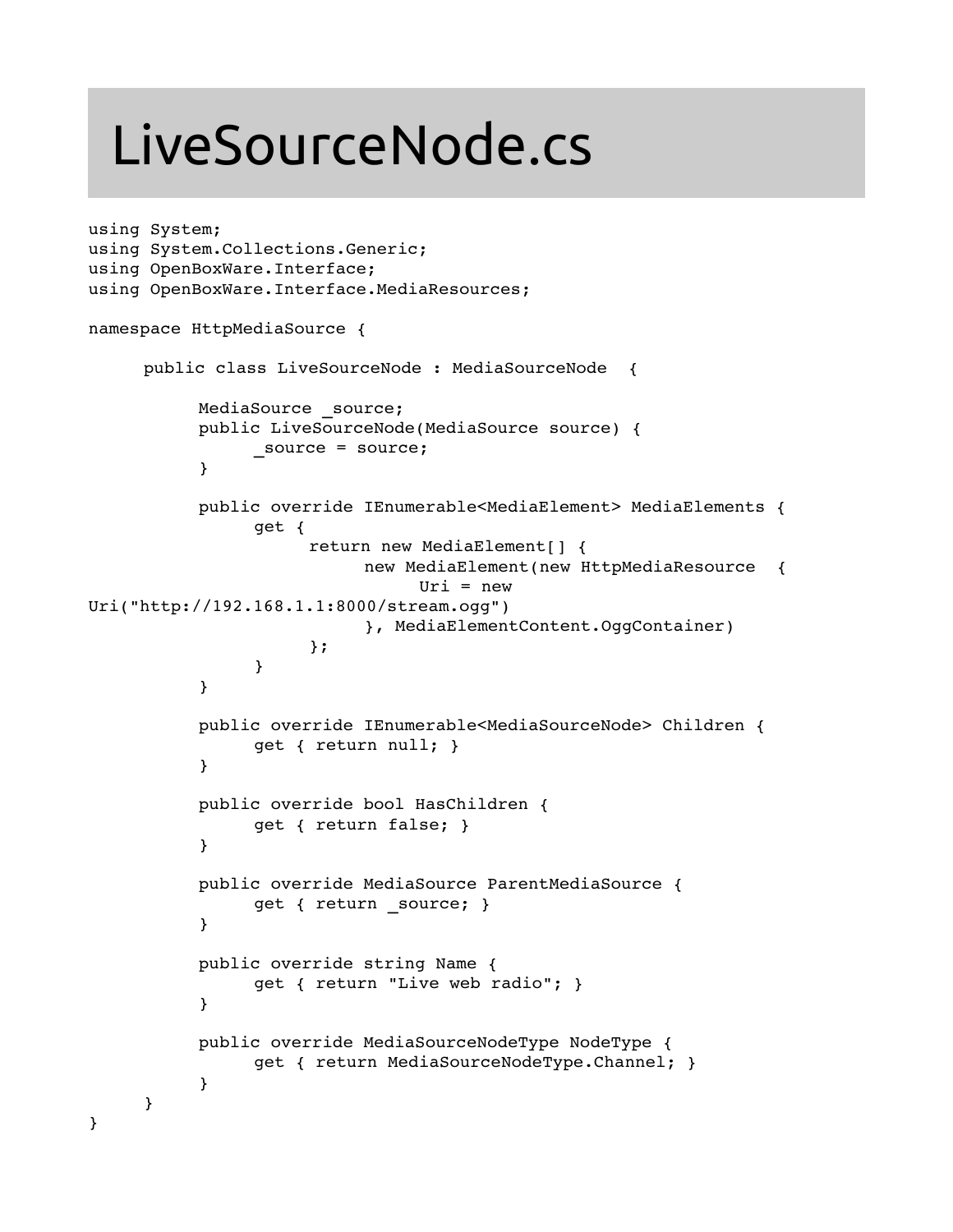# LiveSourceNode.cs

```
using System;
using System.Collections.Generic;
using OpenBoxWare.Interface;
using OpenBoxWare.Interface.MediaResources;

namespace HttpMediaSource {

	public class LiveSourceNode : MediaSourceNode  {

		MediaSource _source;
		public LiveSourceNode(MediaSource source) {
			_source = source;
		}

		public override IEnumerable<MediaElement> MediaElements {
			get {
				return new MediaElement[] {
					new MediaElement(new HttpMediaResource  {
						Uri = new 
Uri("http://192.168.1.1:8000/stream.ogg")
					}, MediaElementContent.OggContainer)
				};
			}
		}

		public override IEnumerable<MediaSourceNode> Children {
			get { return null; }
		}

		public override bool HasChildren {
			get { return false; }
		}

		public override MediaSource ParentMediaSource {
			get { return _source; }
		}

		public override string Name {
			get { return "Live web radio"; }
		}

		public override MediaSourceNodeType NodeType {
			get { return MediaSourceNodeType.Channel; }
		}
	}
}
```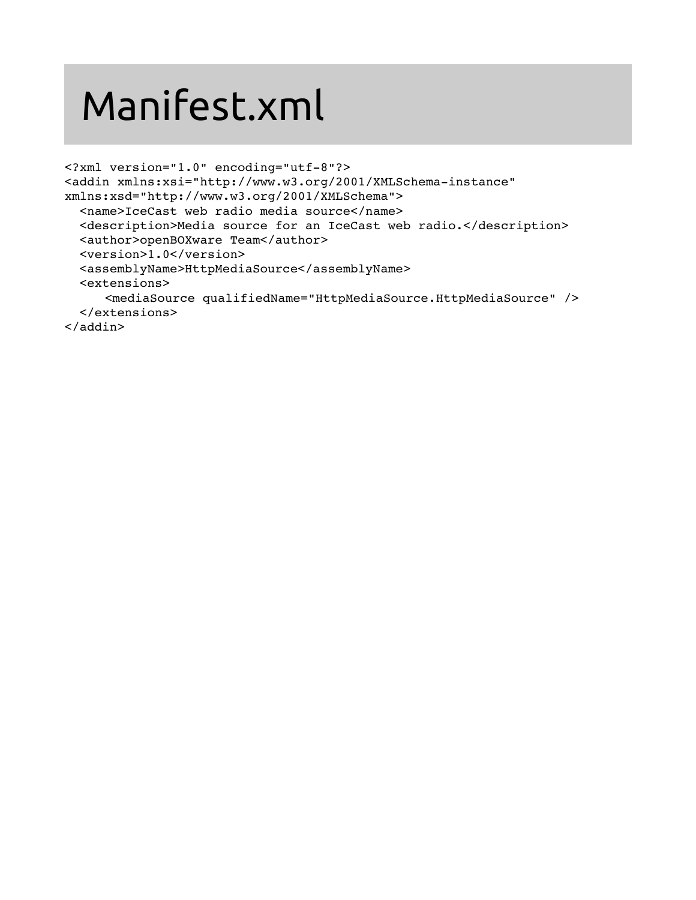# Manifest.xml

```xml
<?xml version="1.0" encoding="utf-8"?>
<addin xmlns:xsi="http://www.w3.org/2001/XMLSchema-instance"
xmlns:xsd="http://www.w3.org/2001/XMLSchema">
  <name>IceCast web radio media source</name>
  <description>Media source for an IceCast web radio.</description>
  <author>openBOXware Team</author>
  <version>1.0</version>
  <assemblyName>HttpMediaSource</assemblyName>
  <extensions>
     <mediaSource qualifiedName="HttpMediaSource.HttpMediaSource" />
  </extensions>
</addin>
```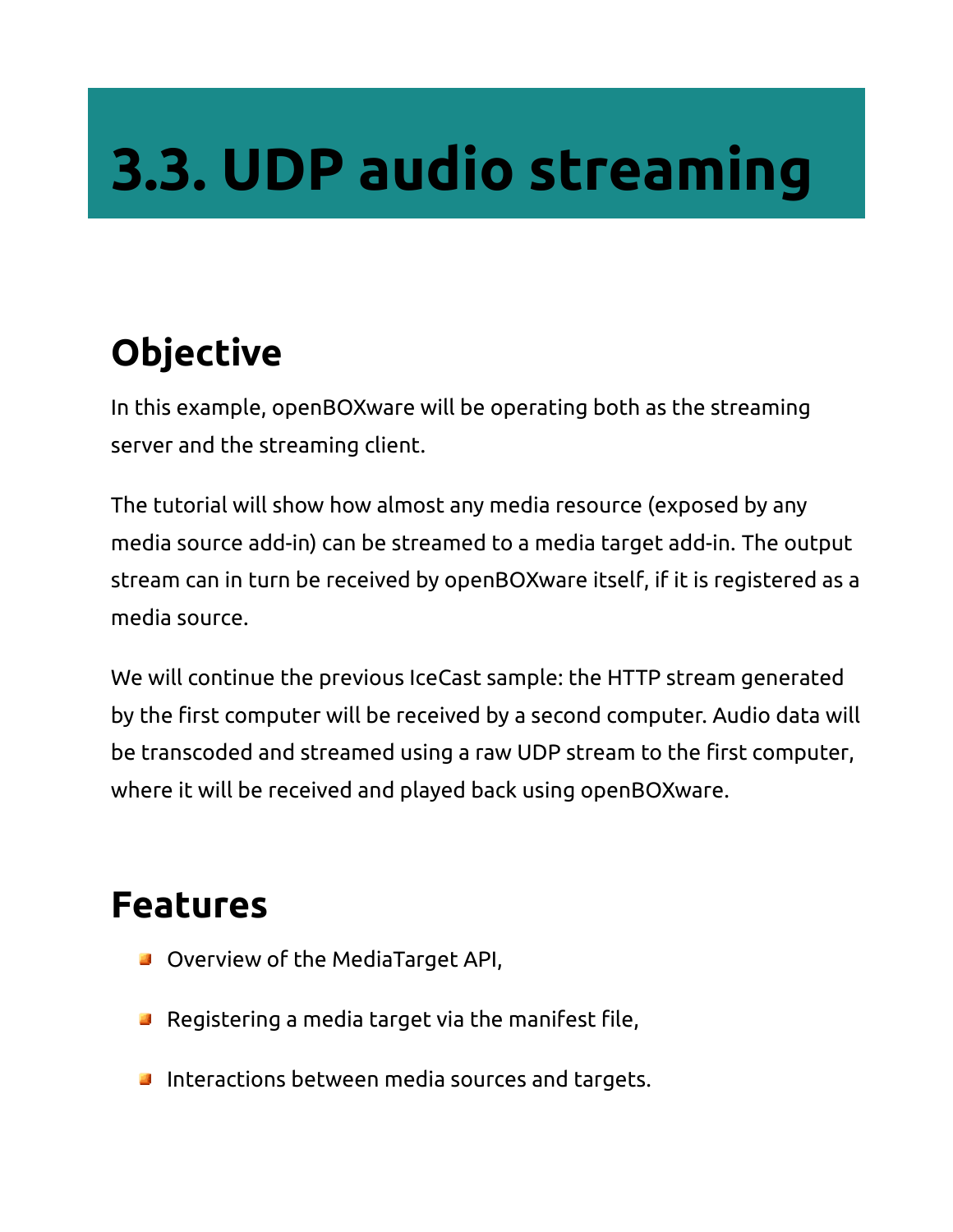# 3.3. UDP audio streaming

## Objective

In this example, openBOXware will be operating both as the streaming server and the streaming client.

The tutorial will show how almost any media resource (exposed by any media source add-in) can be streamed to a media target add-in. The output stream can in turn be received by openBOXware itself, if it is registered as a media source.

We will continue the previous IceCast sample: the HTTP stream generated by the first computer will be received by a second computer. Audio data will be transcoded and streamed using a raw UDP stream to the first computer, where it will be received and played back using openBOXware.

## Features

- Overview of the MediaTarget API,
- Registering a media target via the manifest file,
- Interactions between media sources and targets.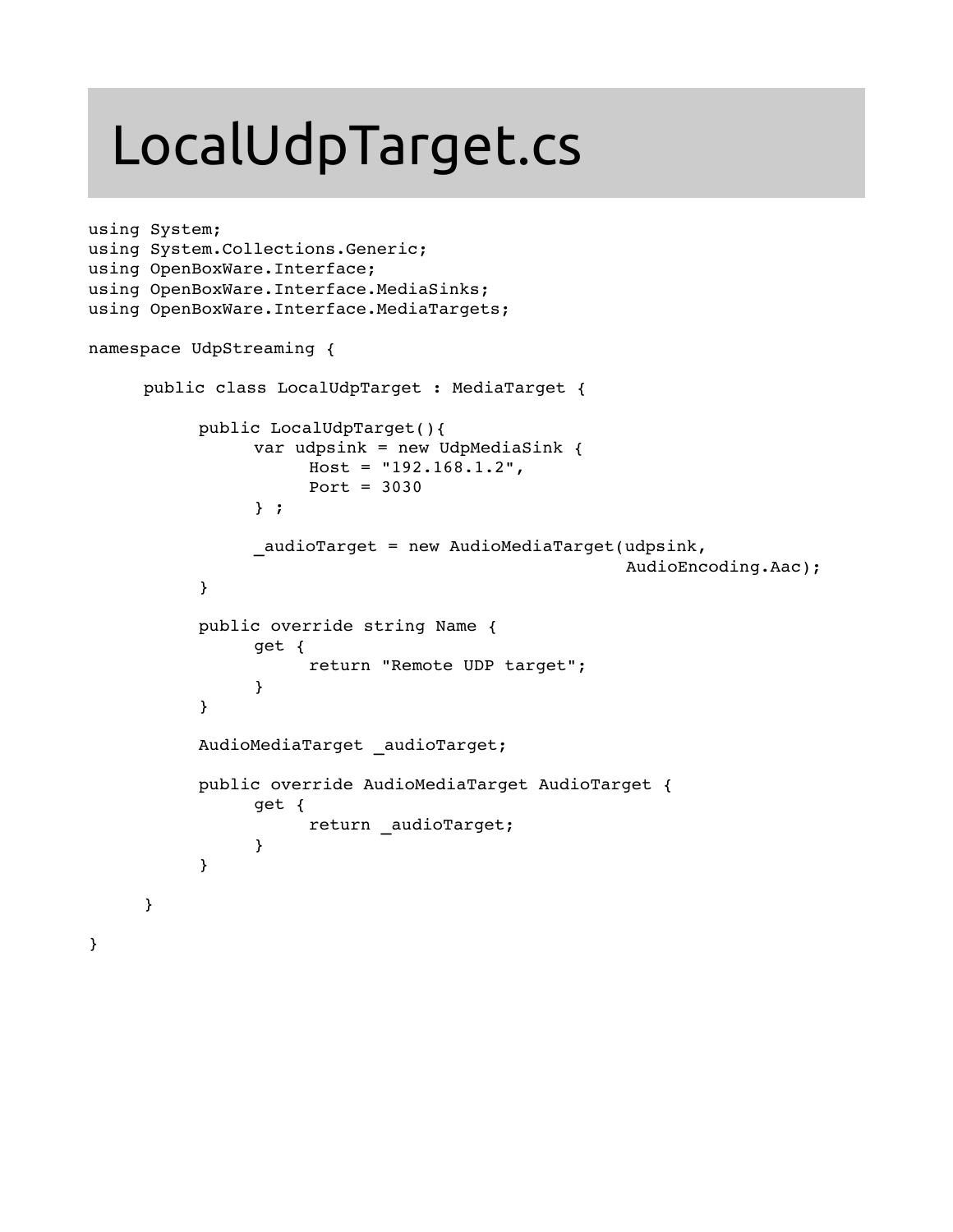# LocalUdpTarget.cs

```
using System;
using System.Collections.Generic;
using OpenBoxWare.Interface;
using OpenBoxWare.Interface.MediaSinks;
using OpenBoxWare.Interface.MediaTargets;

namespace UdpStreaming {

      public class LocalUdpTarget : MediaTarget {

            public LocalUdpTarget(){
                  var udpsink = new UdpMediaSink {
                        Host = "192.168.1.2",
                        Port = 3030
                  } ;

                  _audioTarget = new AudioMediaTarget(udpsink,
                                                      AudioEncoding.Aac);
            }

            public override string Name {
                  get {
                        return "Remote UDP target";
                  }
            }

            AudioMediaTarget _audioTarget;

            public override AudioMediaTarget AudioTarget {
                  get {
                        return _audioTarget;
                  }
            }

      }

}
```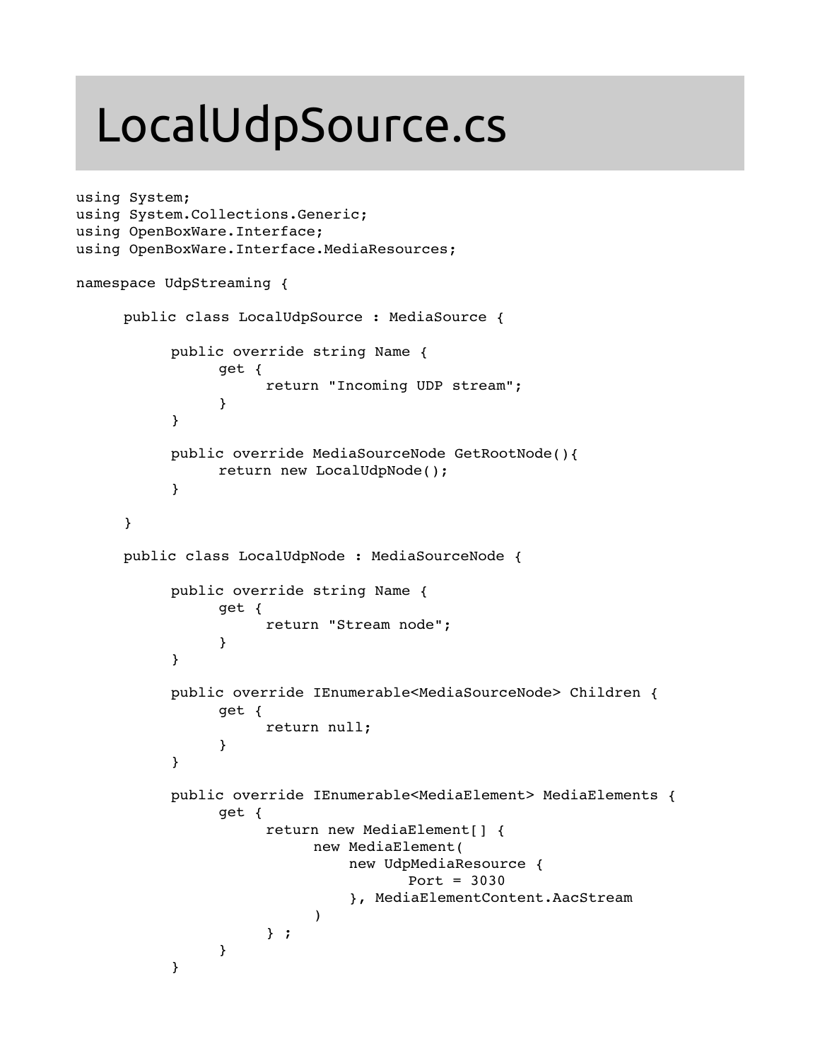# LocalUdpSource.cs

```
using System;
using System.Collections.Generic;
using OpenBoxWare.Interface;
using OpenBoxWare.Interface.MediaResources;

namespace UdpStreaming {

      public class LocalUdpSource : MediaSource {

            public override string Name {
                  get {
                        return "Incoming UDP stream";
                  }
            }

            public override MediaSourceNode GetRootNode(){
                  return new LocalUdpNode();
            }

      }

      public class LocalUdpNode : MediaSourceNode {

            public override string Name {
                  get {
                        return "Stream node";
                  }
            }

            public override IEnumerable<MediaSourceNode> Children {
                  get {
                        return null;
                  }
            }

            public override IEnumerable<MediaElement> MediaElements {
                  get {
                        return new MediaElement[] {
                              new MediaElement(
                                  new UdpMediaResource {
                                        Port = 3030
                                  }, MediaElementContent.AacStream
                              )
                        } ;
                  }
            }
```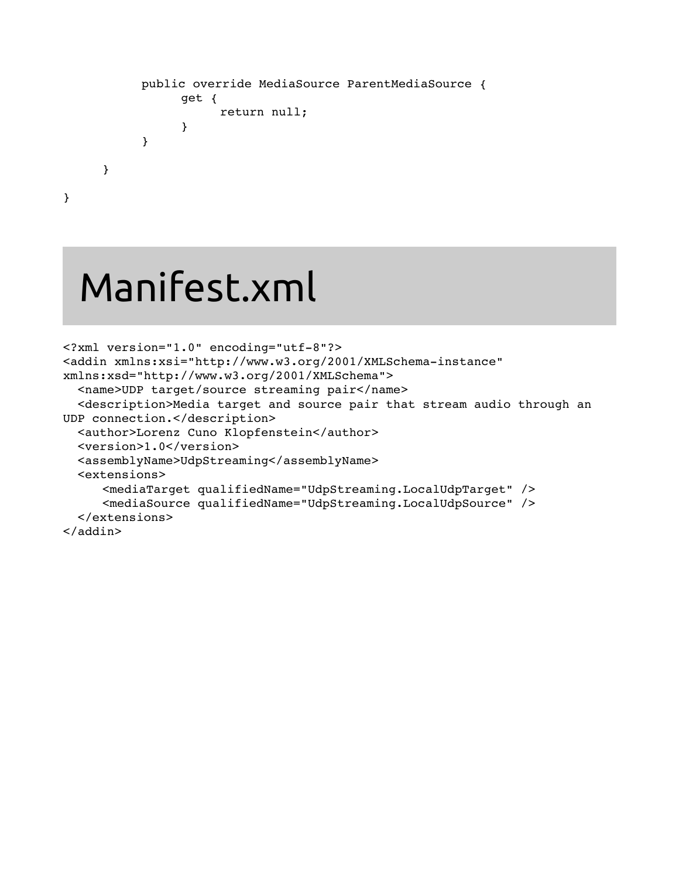```
        public override MediaSource ParentMediaSource {
            get {
                return null;
            }
        }

    }

}
```

# Manifest.xml

```
<?xml version="1.0" encoding="utf-8"?>
<addin xmlns:xsi="http://www.w3.org/2001/XMLSchema-instance"
xmlns:xsd="http://www.w3.org/2001/XMLSchema">
  <name>UDP target/source streaming pair</name>
  <description>Media target and source pair that stream audio through an
UDP connection.</description>
  <author>Lorenz Cuno Klopfenstein</author>
  <version>1.0</version>
  <assemblyName>UdpStreaming</assemblyName>
  <extensions>
     <mediaTarget qualifiedName="UdpStreaming.LocalUdpTarget" />
     <mediaSource qualifiedName="UdpStreaming.LocalUdpSource" />
  </extensions>
</addin>
```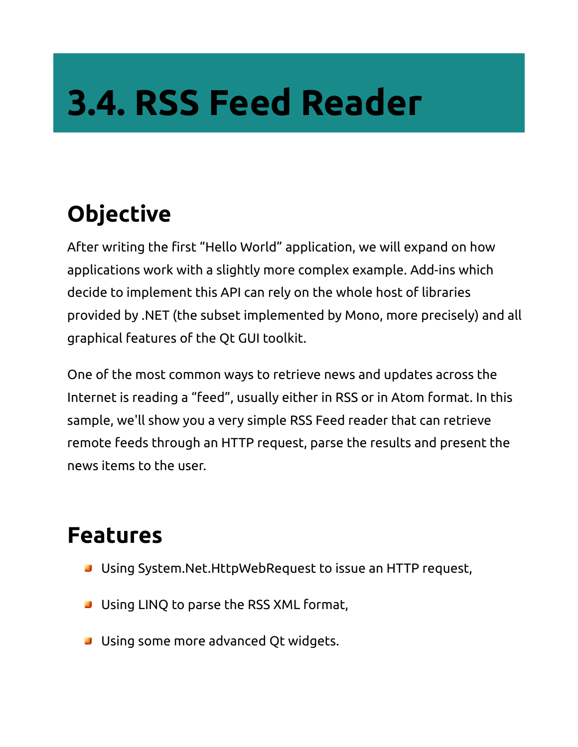# 3.4. RSS Feed Reader

## Objective

After writing the first “Hello World” application, we will expand on how applications work with a slightly more complex example. Add-ins which decide to implement this API can rely on the whole host of libraries provided by .NET (the subset implemented by Mono, more precisely) and all graphical features of the Qt GUI toolkit.

One of the most common ways to retrieve news and updates across the Internet is reading a “feed”, usually either in RSS or in Atom format. In this sample, we'll show you a very simple RSS Feed reader that can retrieve remote feeds through an HTTP request, parse the results and present the news items to the user.

## Features

- Using System.Net.HttpWebRequest to issue an HTTP request,
- Using LINQ to parse the RSS XML format,
- Using some more advanced Qt widgets.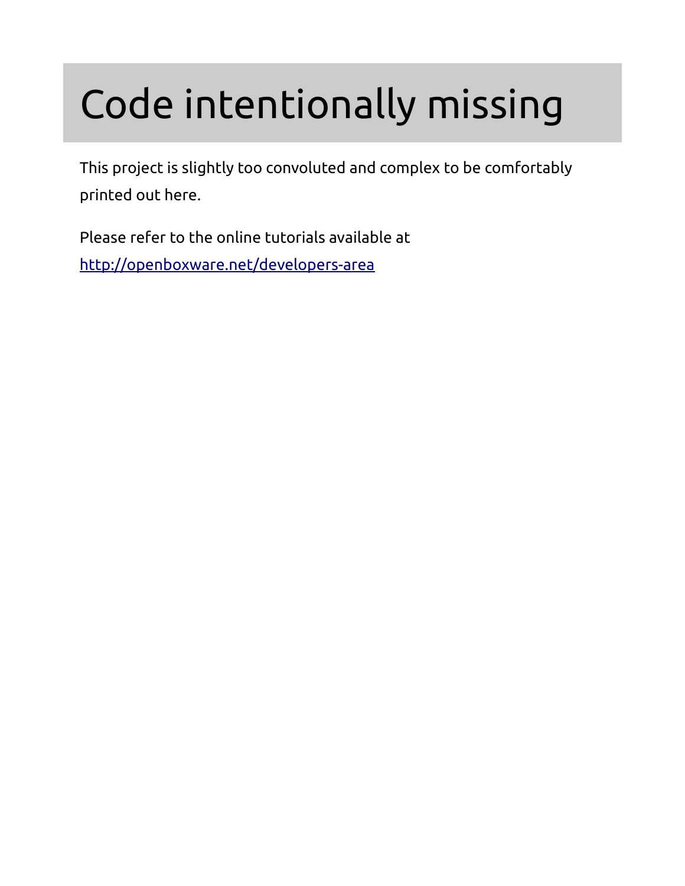# Code intentionally missing

This project is slightly too convoluted and complex to be comfortably printed out here.

Please refer to the online tutorials available at [http://openboxware.net/developers-area](http://openboxware.net/developers-area)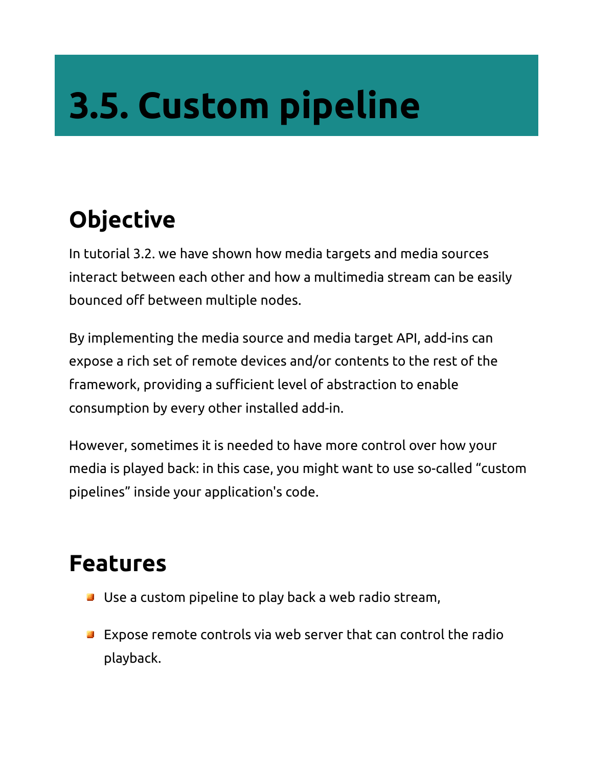# 3.5. Custom pipeline

## Objective

In tutorial 3.2. we have shown how media targets and media sources interact between each other and how a multimedia stream can be easily bounced off between multiple nodes.

By implementing the media source and media target API, add-ins can expose a rich set of remote devices and/or contents to the rest of the framework, providing a sufficient level of abstraction to enable consumption by every other installed add-in.

However, sometimes it is needed to have more control over how your media is played back: in this case, you might want to use so-called “custom pipelines” inside your application's code.

## Features

- Use a custom pipeline to play back a web radio stream,
- Expose remote controls via web server that can control the radio playback.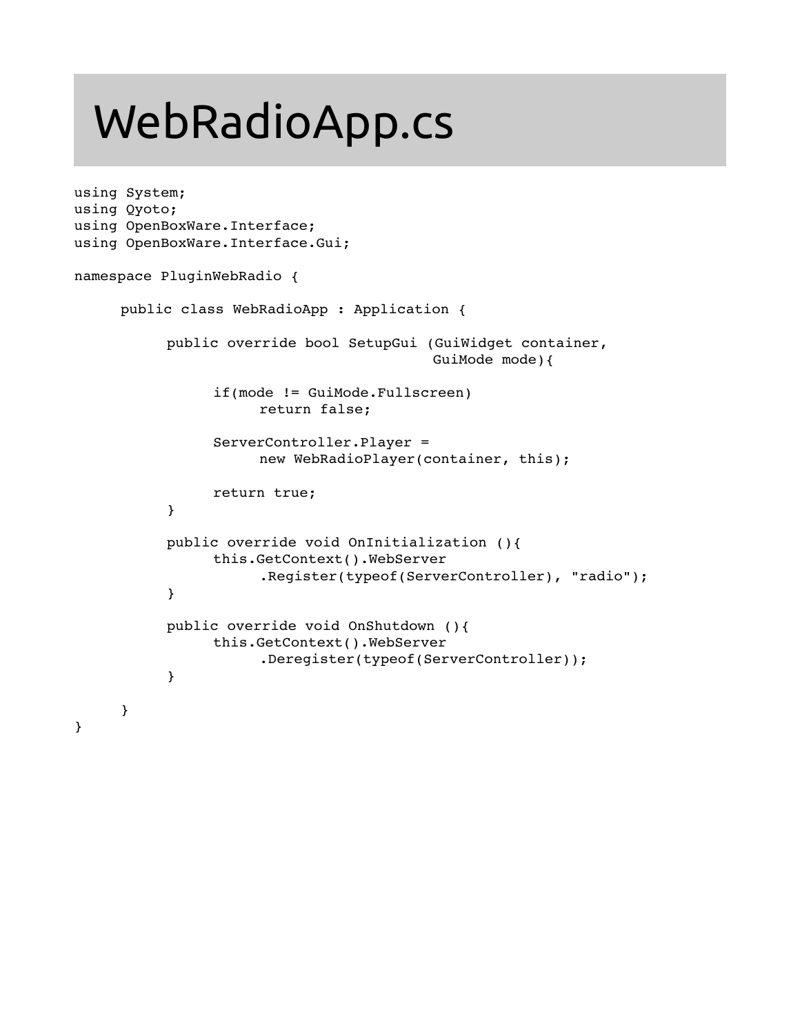# WebRadioApp.cs

```
using System;
using Qyoto;
using OpenBoxWare.Interface;
using OpenBoxWare.Interface.Gui;

namespace PluginWebRadio {

      public class WebRadioApp : Application {

            public override bool SetupGui (GuiWidget container,
                                           GuiMode mode){

                  if(mode != GuiMode.Fullscreen)
                        return false;

                  ServerController.Player =
                        new WebRadioPlayer(container, this);

                  return true;
            }

            public override void OnInitialization (){
                  this.GetContext().WebServer
                        .Register(typeof(ServerController), "radio");
            }

            public override void OnShutdown (){
                  this.GetContext().WebServer
                        .Deregister(typeof(ServerController));
            }

      }
}
```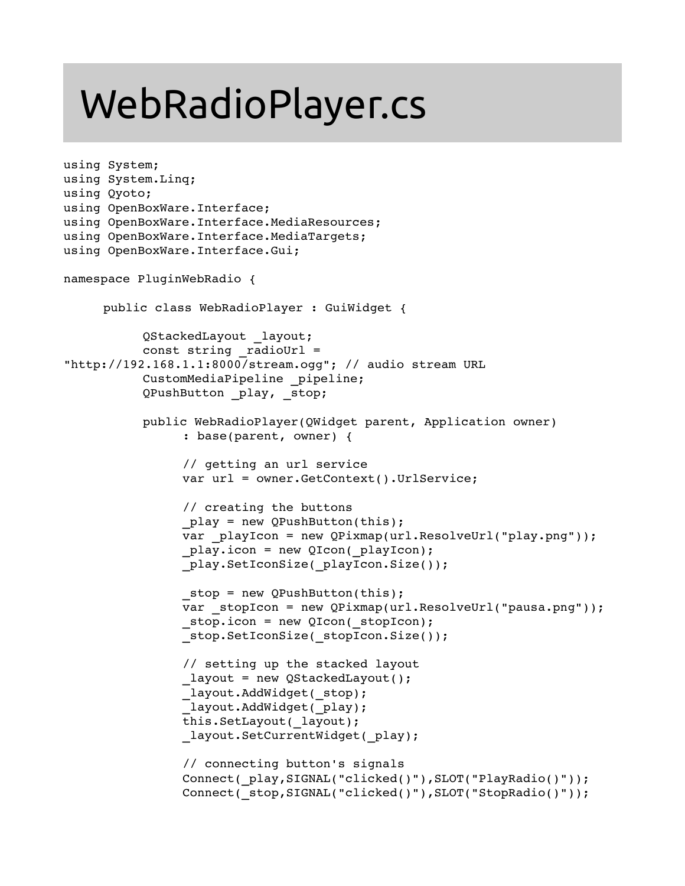# WebRadioPlayer.cs

```
using System;
using System.Linq;
using Qyoto;
using OpenBoxWare.Interface;
using OpenBoxWare.Interface.MediaResources;
using OpenBoxWare.Interface.MediaTargets;
using OpenBoxWare.Interface.Gui;

namespace PluginWebRadio {

     public class WebRadioPlayer : GuiWidget {

          QStackedLayout _layout;
          const string _radioUrl =
"http://192.168.1.1:8000/stream.ogg"; // audio stream URL
          CustomMediaPipeline _pipeline;
          QPushButton _play, _stop;

          public WebRadioPlayer(QWidget parent, Application owner)
               : base(parent, owner) {

               // getting an url service
               var url = owner.GetContext().UrlService;

               // creating the buttons
               _play = new QPushButton(this);
               var _playIcon = new QPixmap(url.ResolveUrl("play.png"));
               _play.icon = new QIcon(_playIcon);
               _play.SetIconSize(_playIcon.Size());

               _stop = new QPushButton(this);
               var _stopIcon = new QPixmap(url.ResolveUrl("pausa.png"));
               _stop.icon = new QIcon(_stopIcon);
               _stop.SetIconSize(_stopIcon.Size());

               // setting up the stacked layout
               _layout = new QStackedLayout();
               _layout.AddWidget(_stop);
               _layout.AddWidget(_play);
               this.SetLayout(_layout);
               _layout.SetCurrentWidget(_play);

               // connecting button's signals
               Connect(_play,SIGNAL("clicked()"),SLOT("PlayRadio()"));
               Connect(_stop,SIGNAL("clicked()"),SLOT("StopRadio()"));
```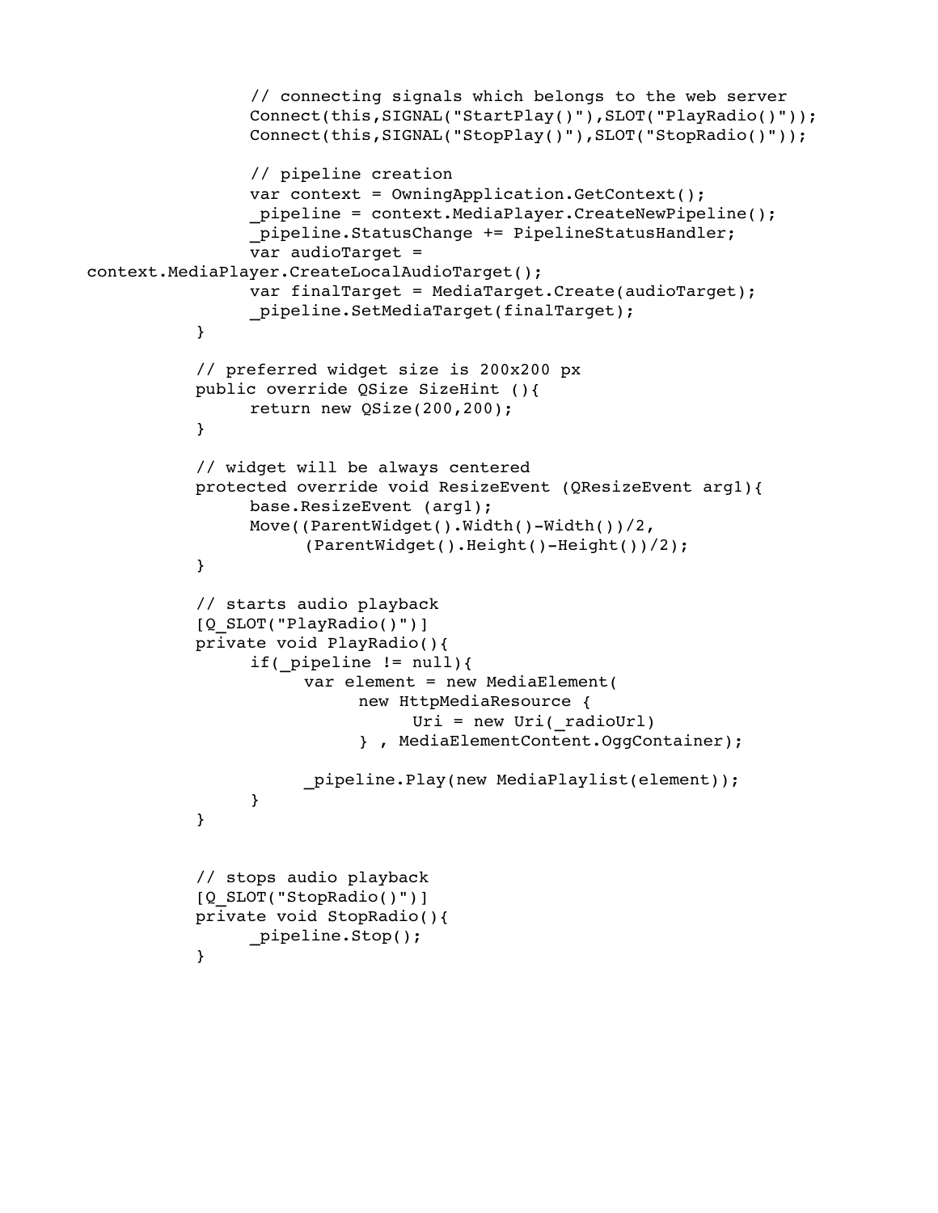```
                // connecting signals which belongs to the web server
                Connect(this,SIGNAL("StartPlay()"),SLOT("PlayRadio()"));
                Connect(this,SIGNAL("StopPlay()"),SLOT("StopRadio()"));

                // pipeline creation
                var context = OwningApplication.GetContext();
                _pipeline = context.MediaPlayer.CreateNewPipeline();
                _pipeline.StatusChange += PipelineStatusHandler;
                var audioTarget = 
context.MediaPlayer.CreateLocalAudioTarget();
                var finalTarget = MediaTarget.Create(audioTarget);
                _pipeline.SetMediaTarget(finalTarget);
          }

          // preferred widget size is 200x200 px
          public override QSize SizeHint (){
                return new QSize(200,200);
          }

          // widget will be always centered
          protected override void ResizeEvent (QResizeEvent arg1){
                base.ResizeEvent (arg1);
                Move((ParentWidget().Width()-Width())/2,
                      (ParentWidget().Height()-Height())/2);
          }

          // starts audio playback
          [Q_SLOT("PlayRadio()")]
          private void PlayRadio(){
                if(_pipeline != null){
                      var element = new MediaElement(
                            new HttpMediaResource {
                                  Uri = new Uri(_radioUrl)
                            } , MediaElementContent.OggContainer);

                      _pipeline.Play(new MediaPlaylist(element));
                }
          }


          // stops audio playback
          [Q_SLOT("StopRadio()")]
          private void StopRadio(){
                _pipeline.Stop();
          }
```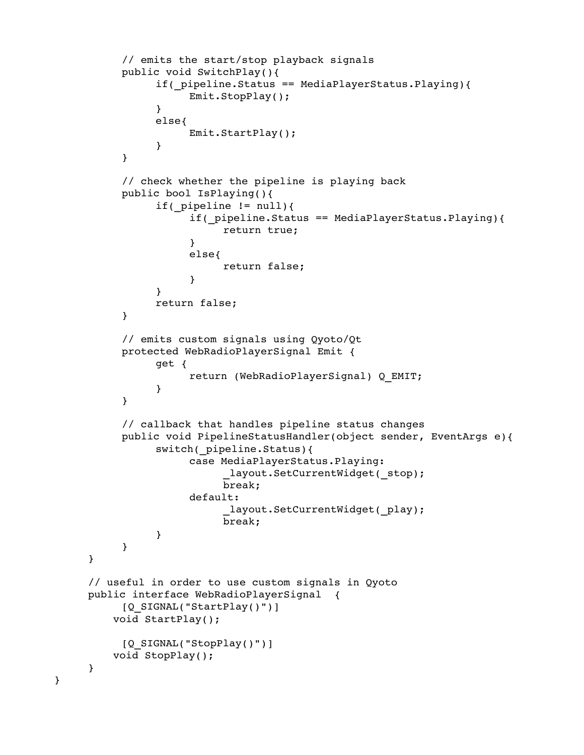```
        // emits the start/stop playback signals
        public void SwitchPlay(){
            if(_pipeline.Status == MediaPlayerStatus.Playing){
                Emit.StopPlay();
            }
            else{
                Emit.StartPlay();
            }
        }

        // check whether the pipeline is playing back
        public bool IsPlaying(){
            if(_pipeline != null){
                if(_pipeline.Status == MediaPlayerStatus.Playing){
                    return true;
                }
                else{
                    return false;
                }
            }
            return false;
        }

        // emits custom signals using Qyoto/Qt
        protected WebRadioPlayerSignal Emit {
            get {
                return (WebRadioPlayerSignal) Q_EMIT;
            }
        }

        // callback that handles pipeline status changes
        public void PipelineStatusHandler(object sender, EventArgs e){
            switch(_pipeline.Status){
                case MediaPlayerStatus.Playing:
                    _layout.SetCurrentWidget(_stop);
                    break;
                default:
                    _layout.SetCurrentWidget(_play);
                    break;
            }
        }
    }

    // useful in order to use custom signals in Qyoto
    public interface WebRadioPlayerSignal  {
        [Q_SIGNAL("StartPlay()")]
        void StartPlay();

        [Q_SIGNAL("StopPlay()")]
        void StopPlay();
    }
}
```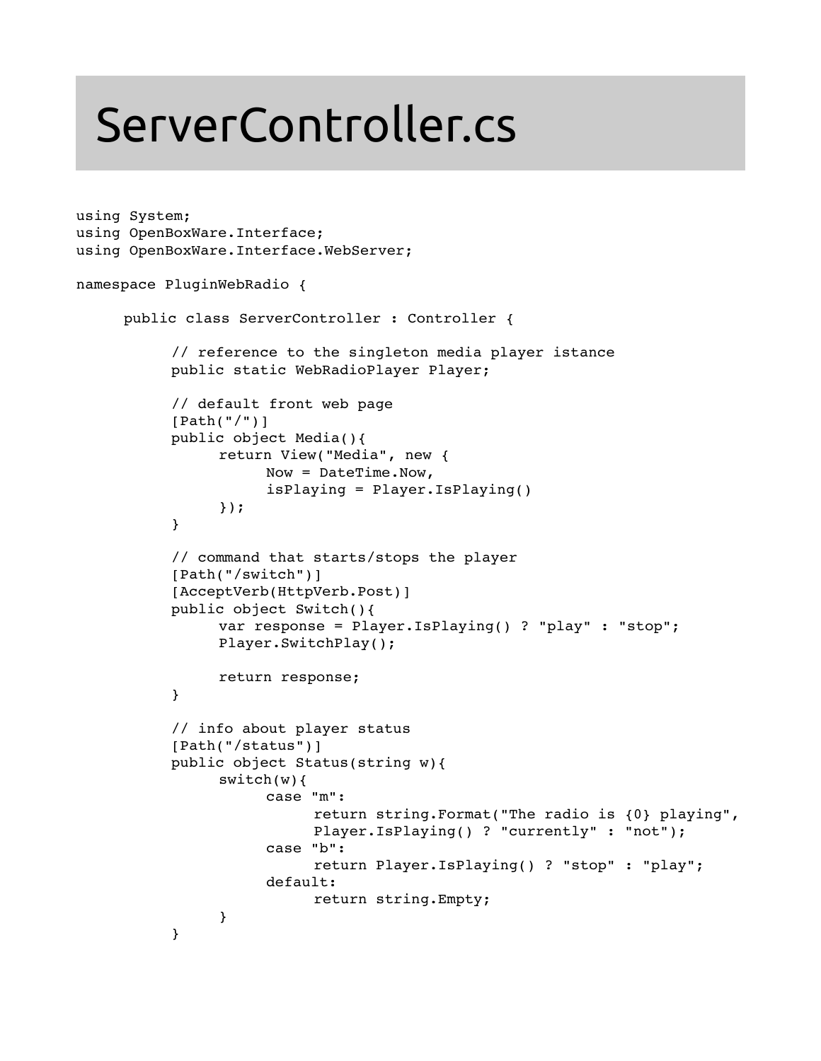# ServerController.cs

```
using System;
using OpenBoxWare.Interface;
using OpenBoxWare.Interface.WebServer;

namespace PluginWebRadio {

      public class ServerController : Controller {

            // reference to the singleton media player istance
            public static WebRadioPlayer Player;

            // default front web page
            [Path("/")]
            public object Media(){
                  return View("Media", new {
                        Now = DateTime.Now,
                        isPlaying = Player.IsPlaying()
                  });
            }

            // command that starts/stops the player
            [Path("/switch")]
            [AcceptVerb(HttpVerb.Post)]
            public object Switch(){
                  var response = Player.IsPlaying() ? "play" : "stop";
                  Player.SwitchPlay();

                  return response;
            }

            // info about player status
            [Path("/status")]
            public object Status(string w){
                  switch(w){
                        case "m":
                              return string.Format("The radio is {0} playing",
                              Player.IsPlaying() ? "currently" : "not");
                        case "b":
                              return Player.IsPlaying() ? "stop" : "play";
                        default:
                              return string.Empty;
                  }
            }
```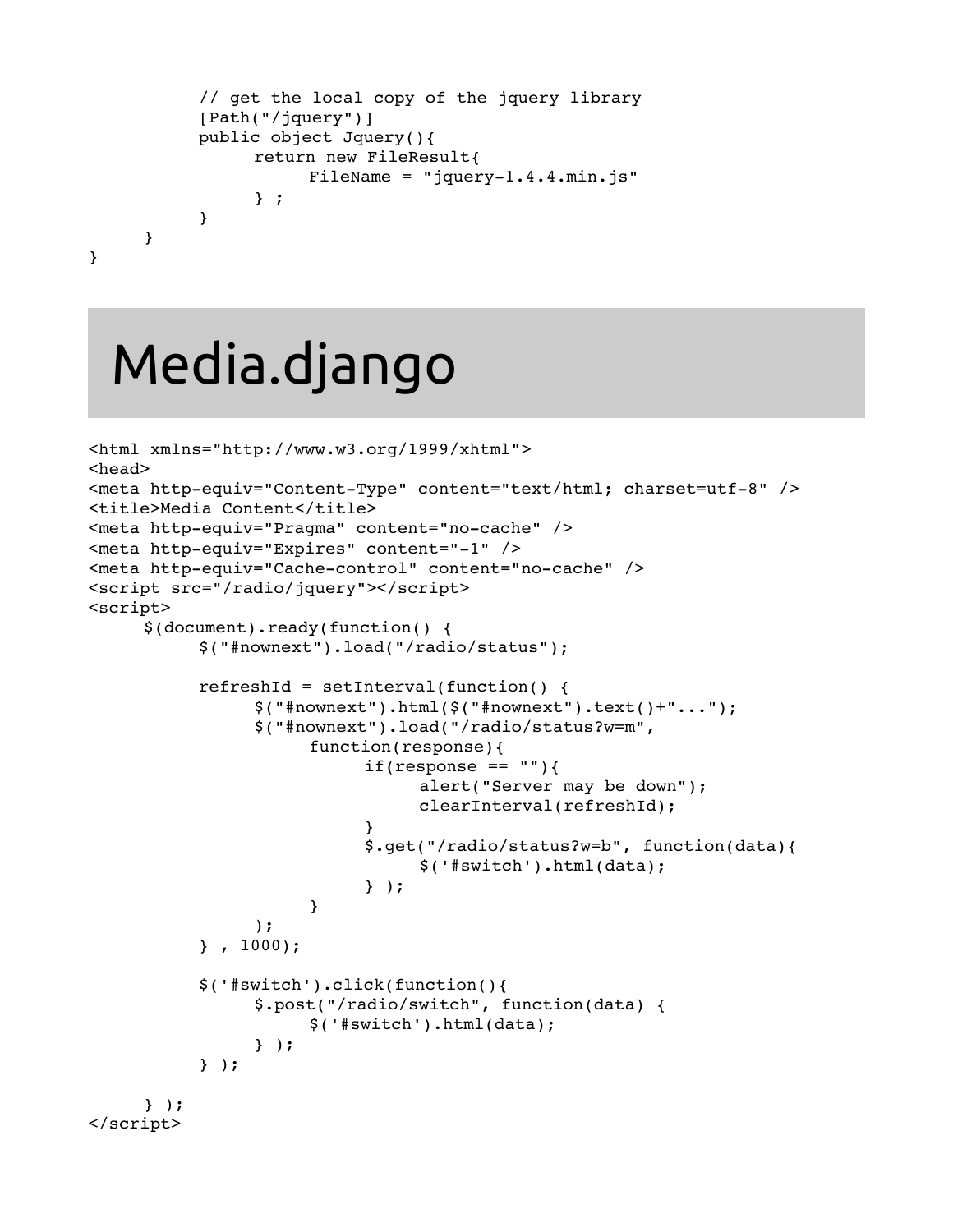```
            // get the local copy of the jquery library
            [Path("/jquery")]
            public object Jquery(){
                  return new FileResult{
                        FileName = "jquery-1.4.4.min.js"
                  } ;
            }
      }
}
```

# Media.django

```
<html xmlns="http://www.w3.org/1999/xhtml">
<head>
<meta http-equiv="Content-Type" content="text/html; charset=utf-8" />
<title>Media Content</title>
<meta http-equiv="Pragma" content="no-cache" />
<meta http-equiv="Expires" content="-1" />
<meta http-equiv="Cache-control" content="no-cache" />
<script src="/radio/jquery"></script>
<script>
      $(document).ready(function() {
            $("#nownext").load("/radio/status");

            refreshId = setInterval(function() {
                  $("#nownext").html($("#nownext").text()+"...");
                  $("#nownext").load("/radio/status?w=m",
                        function(response){
                              if(response == ""){
                                    alert("Server may be down");
                                    clearInterval(refreshId);
                              }
                              $.get("/radio/status?w=b", function(data){
                                    $('#switch').html(data);
                              } );
                        }
                  );
            } , 1000);

            $('#switch').click(function(){
                  $.post("/radio/switch", function(data) {
                        $('#switch').html(data);
                  } );
            } );

      } );
</script>
```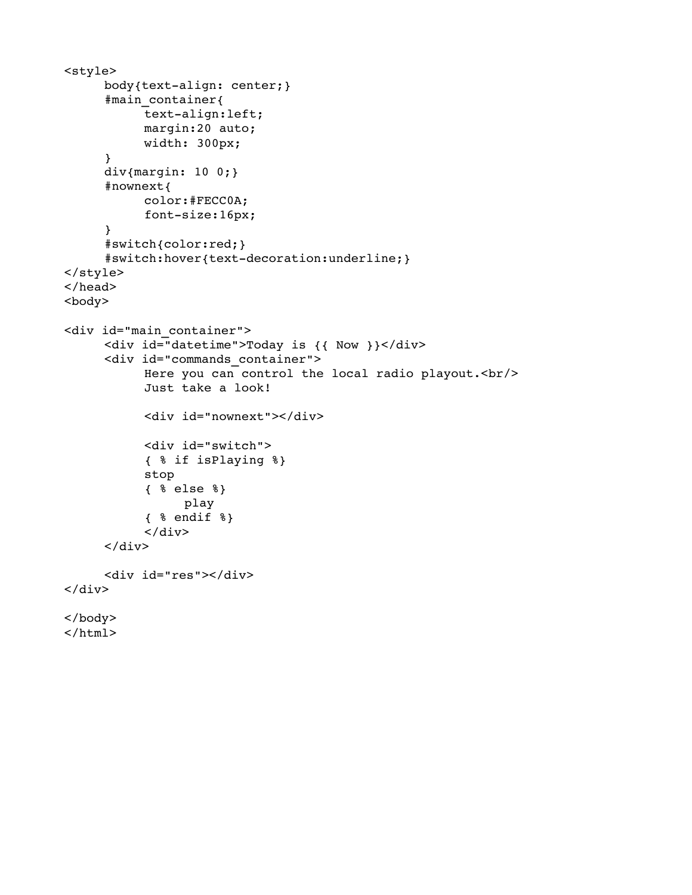```
<style>
     body{text-align: center;}
     #main_container{
          text-align:left;
          margin:20 auto;
          width: 300px;
     }
     div{margin: 10 0;}
     #nownext{
          color:#FECC0A;
          font-size:16px;
     }
     #switch{color:red;}
     #switch:hover{text-decoration:underline;}
</style>
</head>
<body>

<div id="main_container">
     <div id="datetime">Today is {{ Now }}</div>
     <div id="commands_container">
          Here you can control the local radio playout.<br/>
          Just take a look!

          <div id="nownext"></div>

          <div id="switch">
          { % if isPlaying %}
          stop
          { % else %}
               play
          { % endif %}
          </div>
     </div>

     <div id="res"></div>
</div>

</body>
</html>
```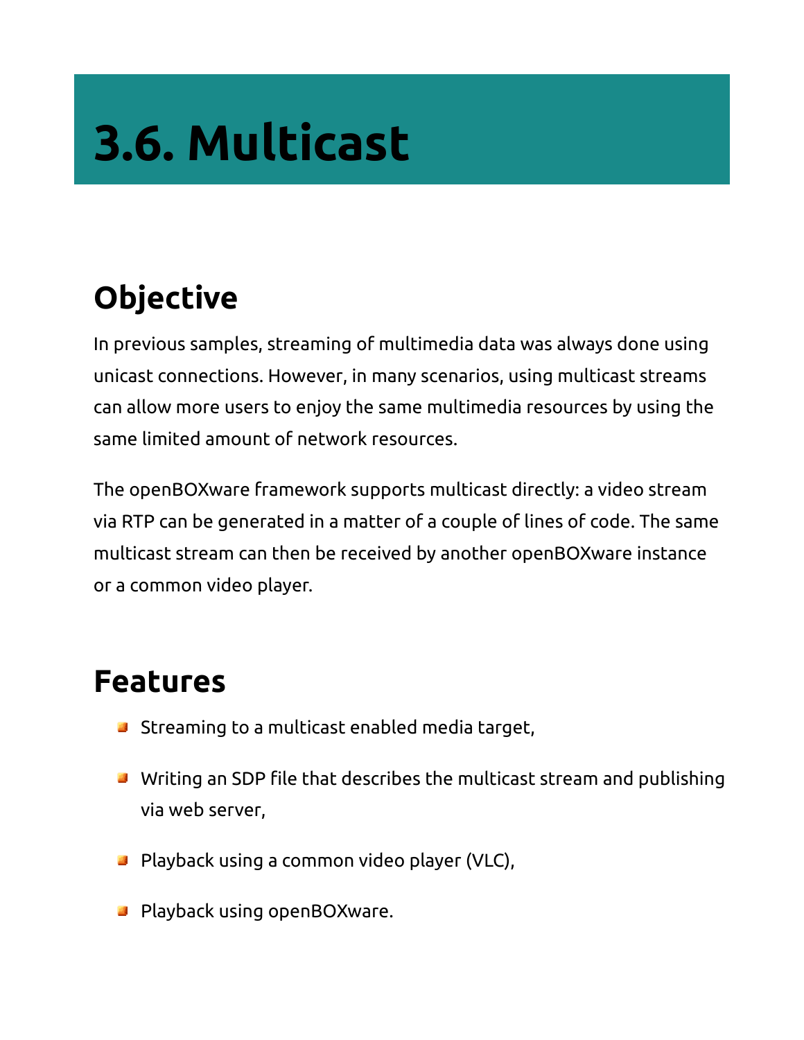# 3.6. Multicast

## Objective

In previous samples, streaming of multimedia data was always done using unicast connections. However, in many scenarios, using multicast streams can allow more users to enjoy the same multimedia resources by using the same limited amount of network resources.

The openBOXware framework supports multicast directly: a video stream via RTP can be generated in a matter of a couple of lines of code. The same multicast stream can then be received by another openBOXware instance or a common video player.

## Features

- Streaming to a multicast enabled media target,
- Writing an SDP file that describes the multicast stream and publishing via web server,
- Playback using a common video player (VLC),
- Playback using openBOXware.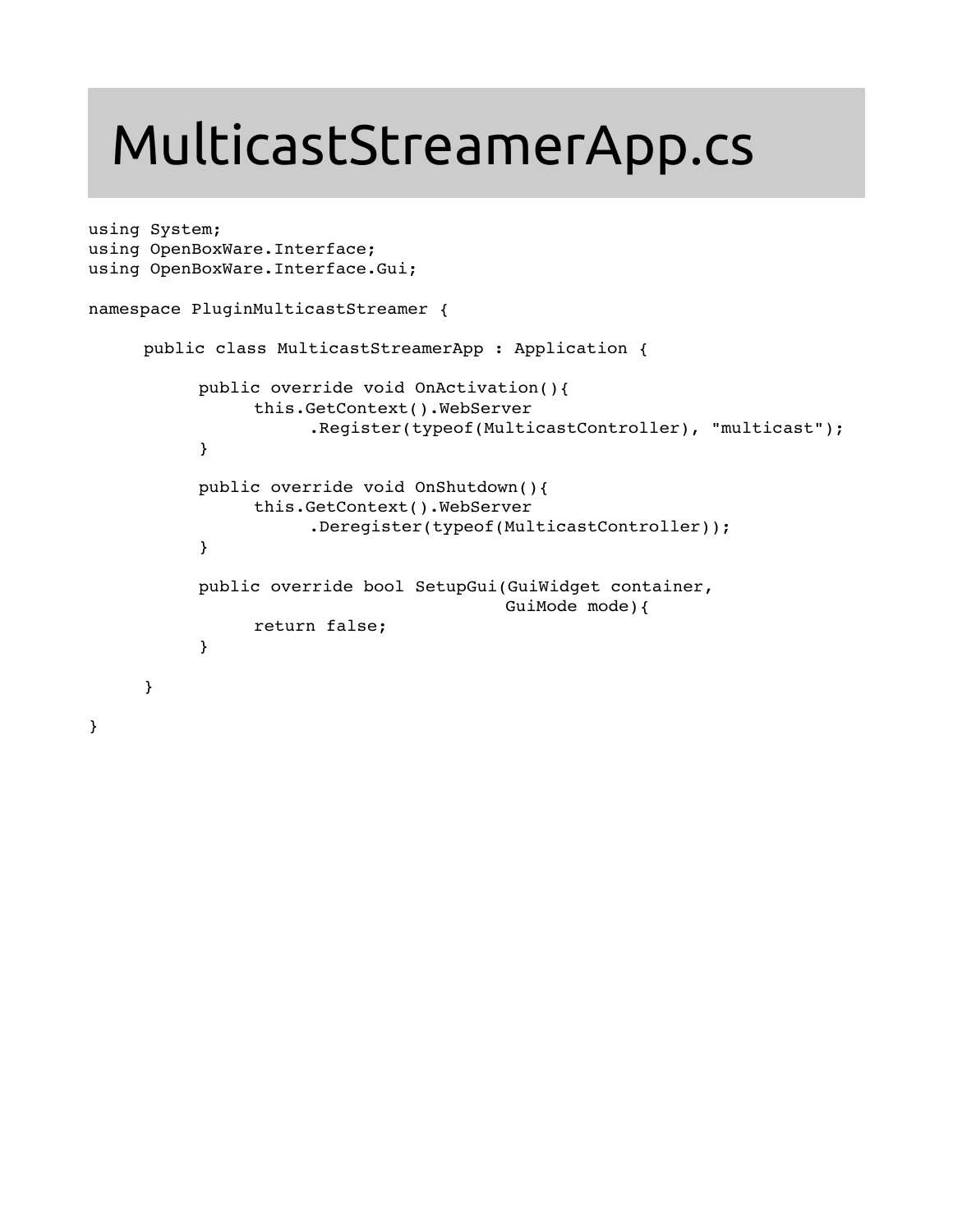# MulticastStreamerApp.cs

```
using System;
using OpenBoxWare.Interface;
using OpenBoxWare.Interface.Gui;

namespace PluginMulticastStreamer {

     public class MulticastStreamerApp : Application {

          public override void OnActivation(){
               this.GetContext().WebServer
                    .Register(typeof(MulticastController), "multicast");
          }

          public override void OnShutdown(){
               this.GetContext().WebServer
                    .Deregister(typeof(MulticastController));
          }

          public override bool SetupGui(GuiWidget container,
                                        GuiMode mode){
               return false;
          }

     }

}
```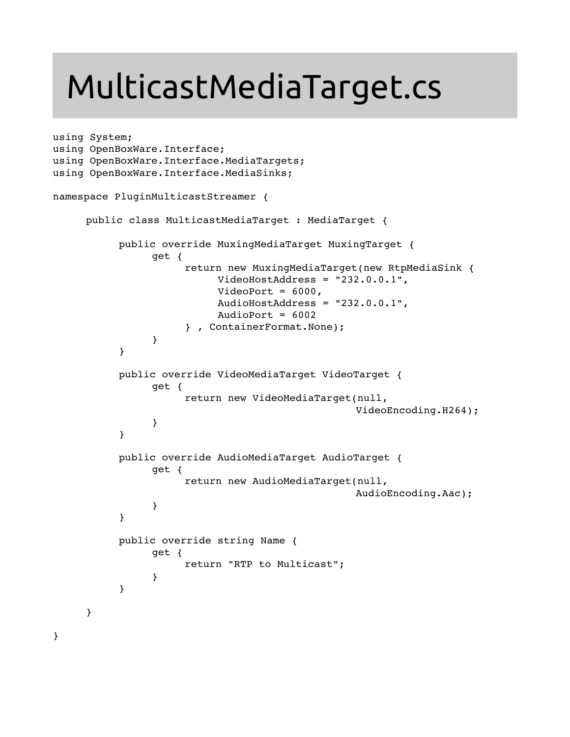# MulticastMediaTarget.cs

```
using System;
using OpenBoxWare.Interface;
using OpenBoxWare.Interface.MediaTargets;
using OpenBoxWare.Interface.MediaSinks;

namespace PluginMulticastStreamer {

     public class MulticastMediaTarget : MediaTarget {

          public override MuxingMediaTarget MuxingTarget {
               get {
                    return new MuxingMediaTarget(new RtpMediaSink {
                         VideoHostAddress = "232.0.0.1",
                         VideoPort = 6000,
                         AudioHostAddress = "232.0.0.1",
                         AudioPort = 6002
                    } , ContainerFormat.None);
               }
          }

          public override VideoMediaTarget VideoTarget {
               get {
                    return new VideoMediaTarget(null,
                                             VideoEncoding.H264);
               }
          }

          public override AudioMediaTarget AudioTarget {
               get {
                    return new AudioMediaTarget(null,
                                             AudioEncoding.Aac);
               }
          }

          public override string Name {
               get {
                    return "RTP to Multicast";
               }
          }

     }

}
```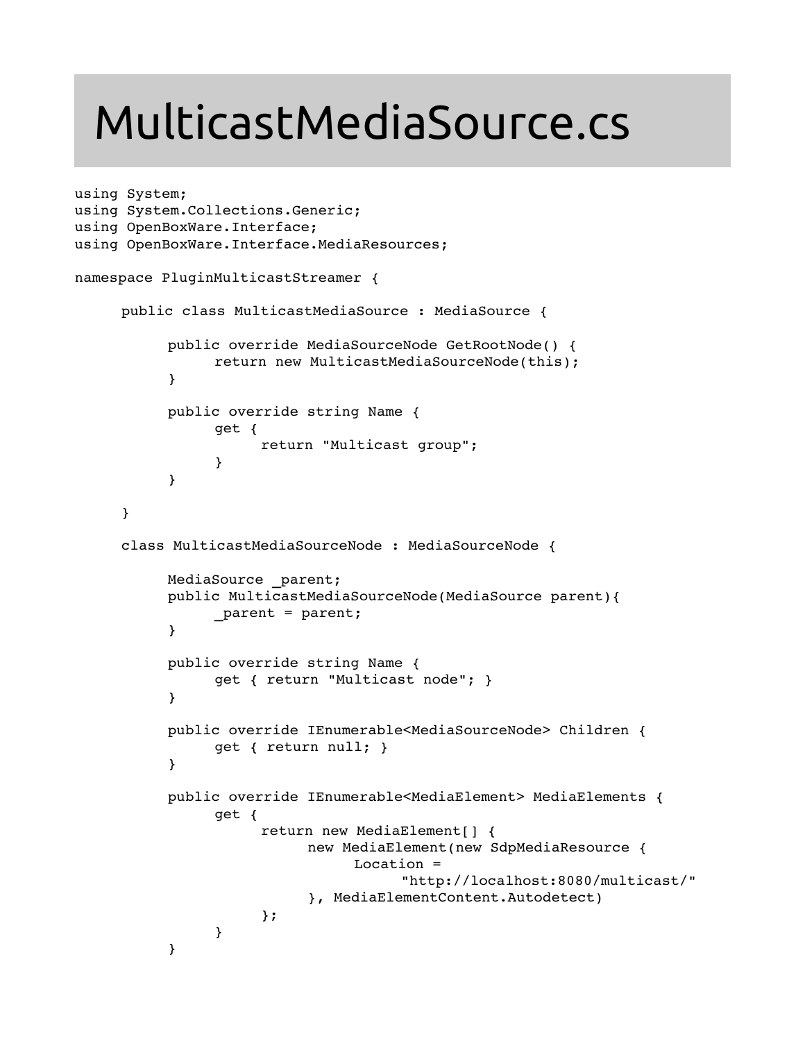# MulticastMediaSource.cs

```
using System;
using System.Collections.Generic;
using OpenBoxWare.Interface;
using OpenBoxWare.Interface.MediaResources;

namespace PluginMulticastStreamer {

	public class MulticastMediaSource : MediaSource {

		public override MediaSourceNode GetRootNode() {
			return new MulticastMediaSourceNode(this);
		}

		public override string Name {
			get {
				return "Multicast group";
			}
		}

	}

	class MulticastMediaSourceNode : MediaSourceNode {

		MediaSource _parent;
		public MulticastMediaSourceNode(MediaSource parent){
			_parent = parent;
		}

		public override string Name {
			get { return "Multicast node"; }
		}

		public override IEnumerable<MediaSourceNode> Children {
			get { return null; }
		}

		public override IEnumerable<MediaElement> MediaElements {
			get {
				return new MediaElement[] {
					new MediaElement(new SdpMediaResource {
						Location =
							"http://localhost:8080/multicast/"
					}, MediaElementContent.Autodetect)
				};
			}
		}
```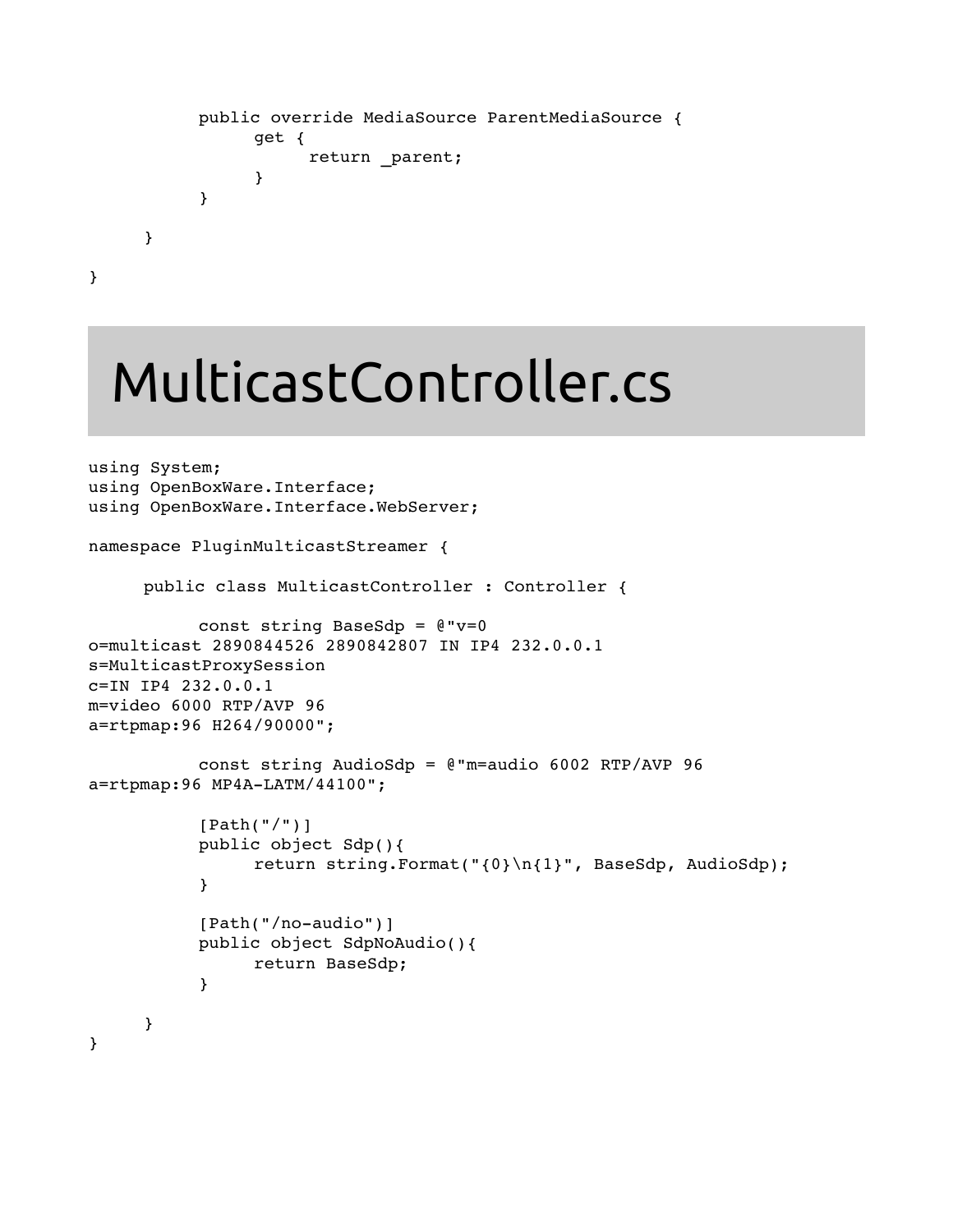```
		public override MediaSource ParentMediaSource {
			get {
				return _parent;
			}
		}

	}

}
```

# MulticastController.cs

```
using System;
using OpenBoxWare.Interface;
using OpenBoxWare.Interface.WebServer;

namespace PluginMulticastStreamer {

	public class MulticastController : Controller {

		const string BaseSdp = @"v=0
o=multicast 2890844526 2890842807 IN IP4 232.0.0.1
s=MulticastProxySession
c=IN IP4 232.0.0.1
m=video 6000 RTP/AVP 96
a=rtpmap:96 H264/90000";

		const string AudioSdp = @"m=audio 6002 RTP/AVP 96
a=rtpmap:96 MP4A-LATM/44100";

		[Path("/")]
		public object Sdp(){
			return string.Format("{0}\n{1}", BaseSdp, AudioSdp);
		}

		[Path("/no-audio")]
		public object SdpNoAudio(){
			return BaseSdp;
		}

	}
}
```